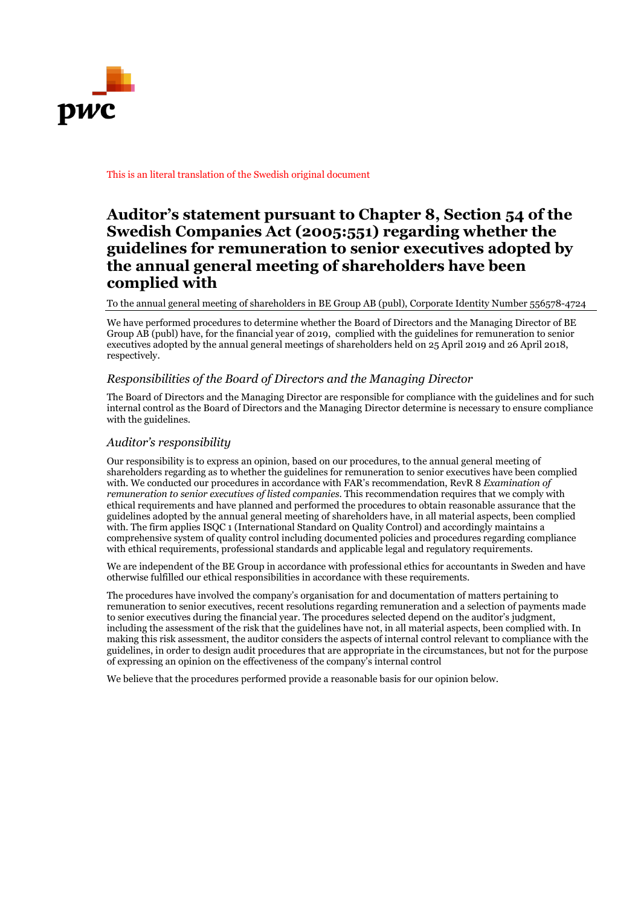This is an literal translation of the Swedish original document

# Auditor's statement pursuant to Chapter 8, Section 54 of the Swedish Companies Act (2005:551) regarding whether the guidelines for remuneration to senior executives adopted by the annual general meeting of shareholders have been complied with

To the annual general meeting of shareholders in BE Group AB (publ), Corporate Identity Number 556578-4724

We have performed procedures to determine whether the Board of Directors and the Managing Director of BE Group AB (publ) have, for the financial year of 2019, complied with the guidelines for remuneration to senior executives adopted by the annual general meetings of shareholders held on 25 April 2019 and 26 April 2018, respectively.

## *Responsibilities of the Board of Directors and the Managing Director*

The Board of Directors and the Managing Director are responsible for compliance with the guidelines and for such internal control as the Board of Directors and the Managing Director determine is necessary to ensure compliance with the guidelines.

## *Auditor's responsibility*

Our responsibility is to express an opinion, based on our procedures, to the annual general meeting of shareholders regarding as to whether the guidelines for remuneration to senior executives have been complied with. We conducted our procedures in accordance with FAR's recommendation, RevR 8 *Examination of remuneration to senior executives of listed companies*. This recommendation requires that we comply with ethical requirements and have planned and performed the procedures to obtain reasonable assurance that the guidelines adopted by the annual general meeting of shareholders have, in all material aspects, been complied with. The firm applies ISQC 1 (International Standard on Quality Control) and accordingly maintains a comprehensive system of quality control including documented policies and procedures regarding compliance with ethical requirements, professional standards and applicable legal and regulatory requirements.

We are independent of the BE Group in accordance with professional ethics for accountants in Sweden and have otherwise fulfilled our ethical responsibilities in accordance with these requirements.

The procedures have involved the company's organisation for and documentation of matters pertaining to remuneration to senior executives, recent resolutions regarding remuneration and a selection of payments made to senior executives during the financial year. The procedures selected depend on the auditor's judgment, including the assessment of the risk that the guidelines have not, in all material aspects, been complied with. In making this risk assessment, the auditor considers the aspects of internal control relevant to compliance with the guidelines, in order to design audit procedures that are appropriate in the circumstances, but not for the purpose of expressing an opinion on the effectiveness of the company's internal control

We believe that the procedures performed provide a reasonable basis for our opinion below.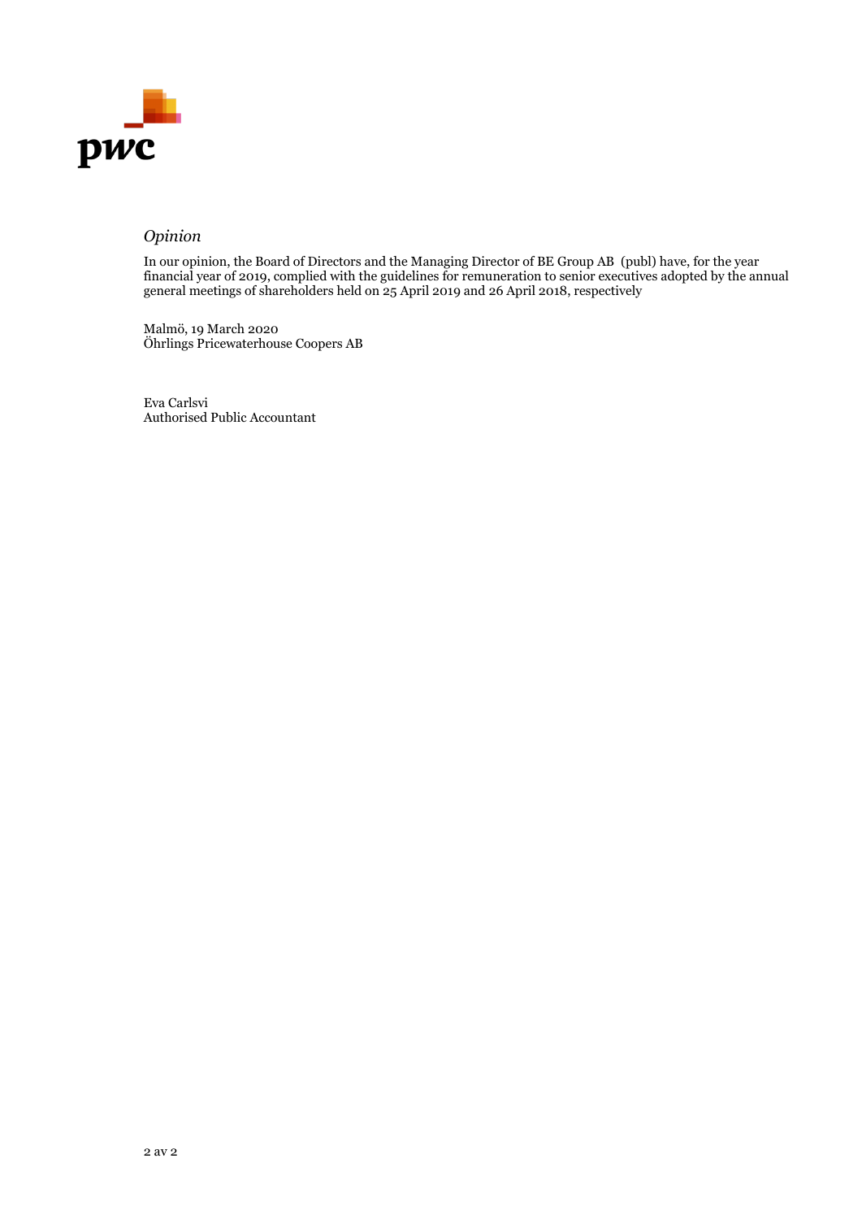*Opinion*

In our opinion, the Board of Directors and the Managing Director of BE Group AB  (publ) have, for the year financial year of 2019, complied with the guidelines for remuneration to senior executives adopted by the annual general meetings of shareholders held on 25 April 2019 and 26 April 2018, respectively

Malmö, 19 March 2020
Öhrlings Pricewaterhouse Coopers AB

Eva Carlsvi
Authorised Public Accountant